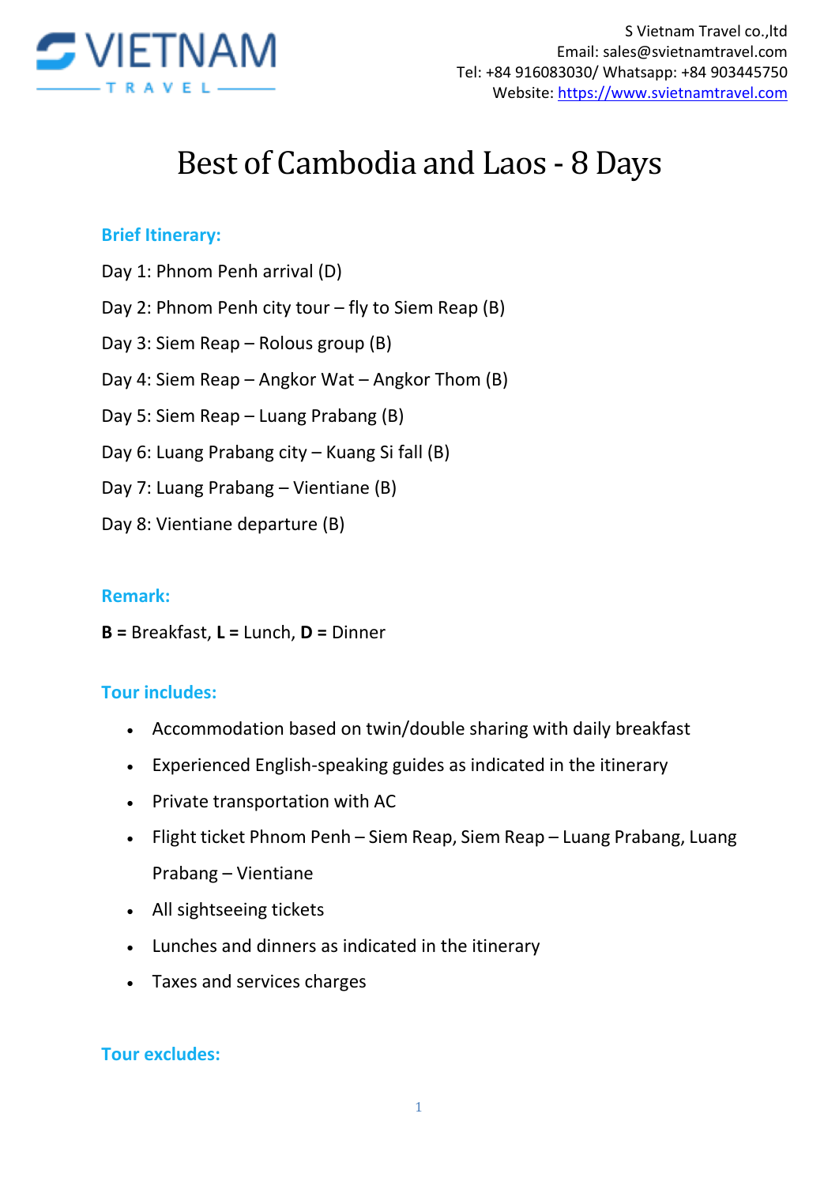S Vietnam Travel co.,ltd
Email: sales@svietnamtravel.com
Tel: +84 916083030/ Whatsapp: +84 903445750
Website: https://www.svietnamtravel.com

# Best of Cambodia and Laos - 8 Days

## Brief Itinerary:

Day 1: Phnom Penh arrival (D)

Day 2: Phnom Penh city tour – fly to Siem Reap (B)

Day 3: Siem Reap – Rolous group (B)

Day 4: Siem Reap – Angkor Wat – Angkor Thom (B)

Day 5: Siem Reap – Luang Prabang (B)

Day 6: Luang Prabang city – Kuang Si fall (B)

Day 7: Luang Prabang – Vientiane (B)

Day 8: Vientiane departure (B)

## Remark:

**B =** Breakfast, **L =** Lunch, **D =** Dinner

## Tour includes:

- Accommodation based on twin/double sharing with daily breakfast
- Experienced English-speaking guides as indicated in the itinerary
- Private transportation with AC
- Flight ticket Phnom Penh – Siem Reap, Siem Reap – Luang Prabang, Luang Prabang – Vientiane
- All sightseeing tickets
- Lunches and dinners as indicated in the itinerary
- Taxes and services charges

## Tour excludes: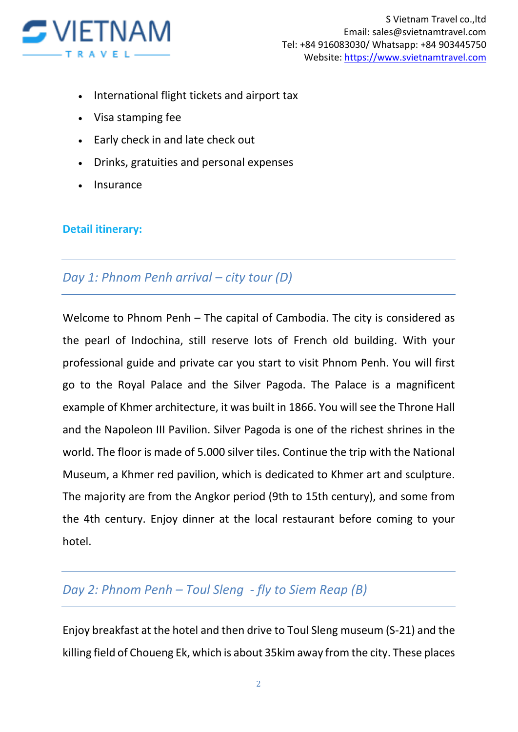- International flight tickets and airport tax
- Visa stamping fee
- Early check in and late check out
- Drinks, gratuities and personal expenses
- Insurance

**Detail itinerary:**

---

## *Day 1: Phnom Penh arrival – city tour (D)*

---

Welcome to Phnom Penh – The capital of Cambodia. The city is considered as the pearl of Indochina, still reserve lots of French old building. With your professional guide and private car you start to visit Phnom Penh. You will first go to the Royal Palace and the Silver Pagoda. The Palace is a magnificent example of Khmer architecture, it was built in 1866. You will see the Throne Hall and the Napoleon III Pavilion. Silver Pagoda is one of the richest shrines in the world. The floor is made of 5.000 silver tiles. Continue the trip with the National Museum, a Khmer red pavilion, which is dedicated to Khmer art and sculpture. The majority are from the Angkor period (9th to 15th century), and some from the 4th century. Enjoy dinner at the local restaurant before coming to your hotel.

---

## *Day 2: Phnom Penh – Toul Sleng - fly to Siem Reap (B)*

---

Enjoy breakfast at the hotel and then drive to Toul Sleng museum (S-21) and the killing field of Choueng Ek, which is about 35kim away from the city. These places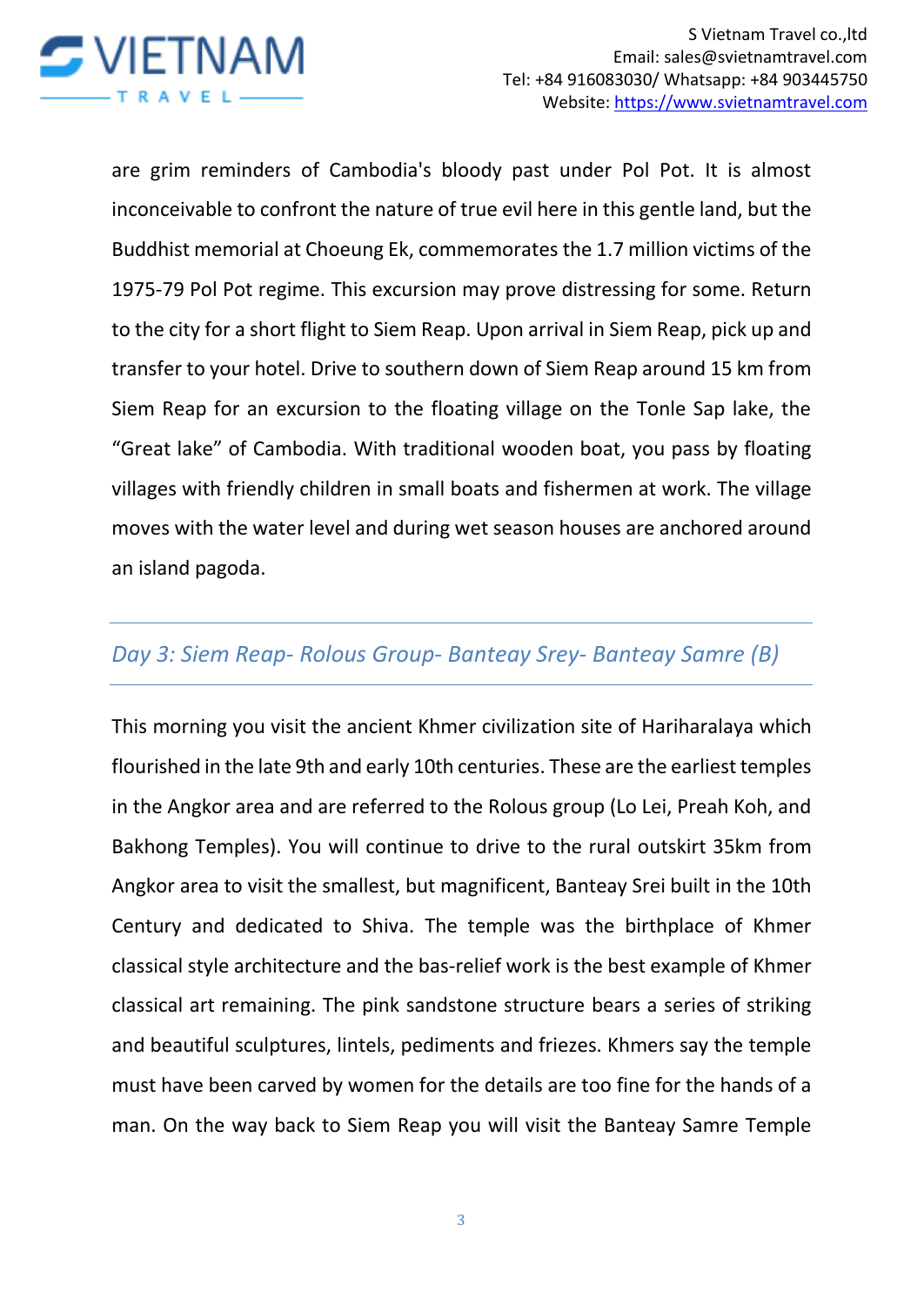are grim reminders of Cambodia's bloody past under Pol Pot. It is almost inconceivable to confront the nature of true evil here in this gentle land, but the Buddhist memorial at Choeung Ek, commemorates the 1.7 million victims of the 1975-79 Pol Pot regime. This excursion may prove distressing for some. Return to the city for a short flight to Siem Reap. Upon arrival in Siem Reap, pick up and transfer to your hotel. Drive to southern down of Siem Reap around 15 km from Siem Reap for an excursion to the floating village on the Tonle Sap lake, the "Great lake" of Cambodia. With traditional wooden boat, you pass by floating villages with friendly children in small boats and fishermen at work. The village moves with the water level and during wet season houses are anchored around an island pagoda.

## *Day 3: Siem Reap- Rolous Group- Banteay Srey- Banteay Samre (B)*

This morning you visit the ancient Khmer civilization site of Hariharalaya which flourished in the late 9th and early 10th centuries. These are the earliest temples in the Angkor area and are referred to the Rolous group (Lo Lei, Preah Koh, and Bakhong Temples). You will continue to drive to the rural outskirt 35km from Angkor area to visit the smallest, but magnificent, Banteay Srei built in the 10th Century and dedicated to Shiva. The temple was the birthplace of Khmer classical style architecture and the bas-relief work is the best example of Khmer classical art remaining. The pink sandstone structure bears a series of striking and beautiful sculptures, lintels, pediments and friezes. Khmers say the temple must have been carved by women for the details are too fine for the hands of a man. On the way back to Siem Reap you will visit the Banteay Samre Temple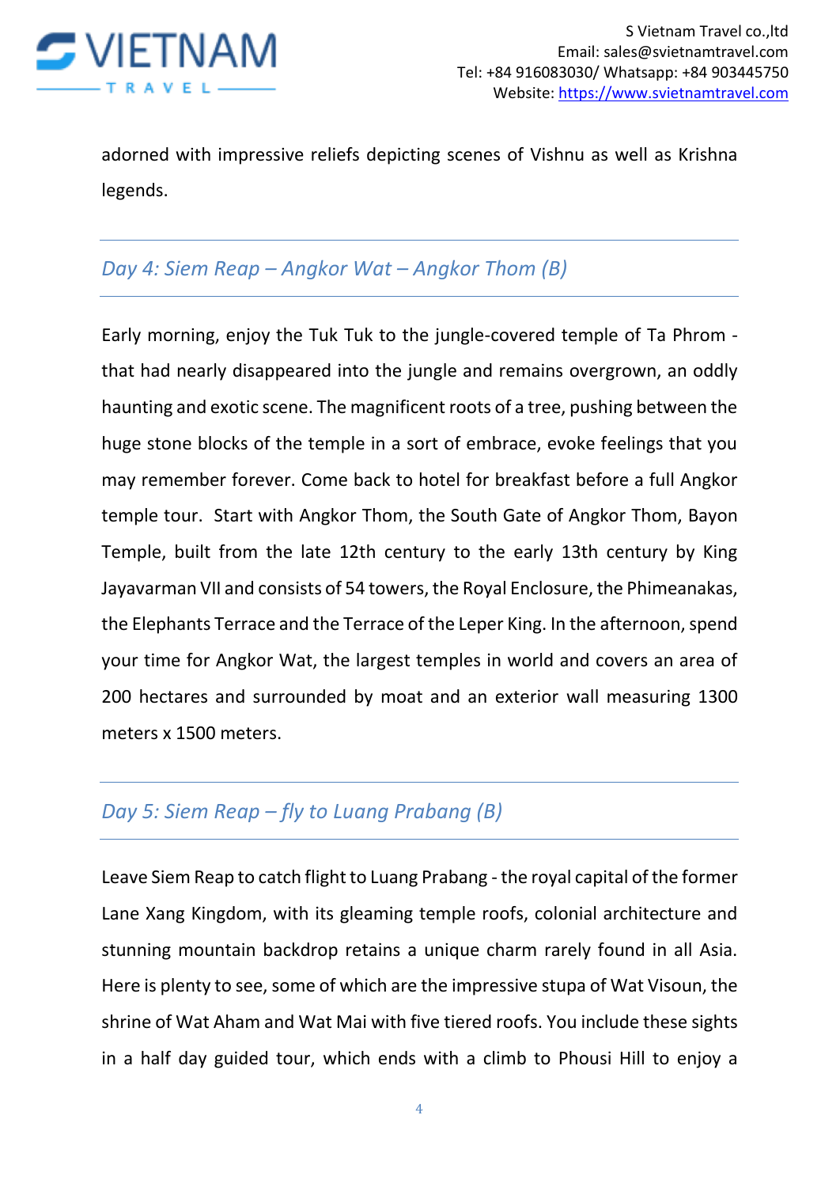adorned with impressive reliefs depicting scenes of Vishnu as well as Krishna legends.

## *Day 4: Siem Reap – Angkor Wat – Angkor Thom (B)*

Early morning, enjoy the Tuk Tuk to the jungle-covered temple of Ta Phrom - that had nearly disappeared into the jungle and remains overgrown, an oddly haunting and exotic scene. The magnificent roots of a tree, pushing between the huge stone blocks of the temple in a sort of embrace, evoke feelings that you may remember forever. Come back to hotel for breakfast before a full Angkor temple tour. Start with Angkor Thom, the South Gate of Angkor Thom, Bayon Temple, built from the late 12th century to the early 13th century by King Jayavarman VII and consists of 54 towers, the Royal Enclosure, the Phimeanakas, the Elephants Terrace and the Terrace of the Leper King. In the afternoon, spend your time for Angkor Wat, the largest temples in world and covers an area of 200 hectares and surrounded by moat and an exterior wall measuring 1300 meters x 1500 meters.

## *Day 5: Siem Reap – fly to Luang Prabang (B)*

Leave Siem Reap to catch flight to Luang Prabang - the royal capital of the former Lane Xang Kingdom, with its gleaming temple roofs, colonial architecture and stunning mountain backdrop retains a unique charm rarely found in all Asia. Here is plenty to see, some of which are the impressive stupa of Wat Visoun, the shrine of Wat Aham and Wat Mai with five tiered roofs. You include these sights in a half day guided tour, which ends with a climb to Phousi Hill to enjoy a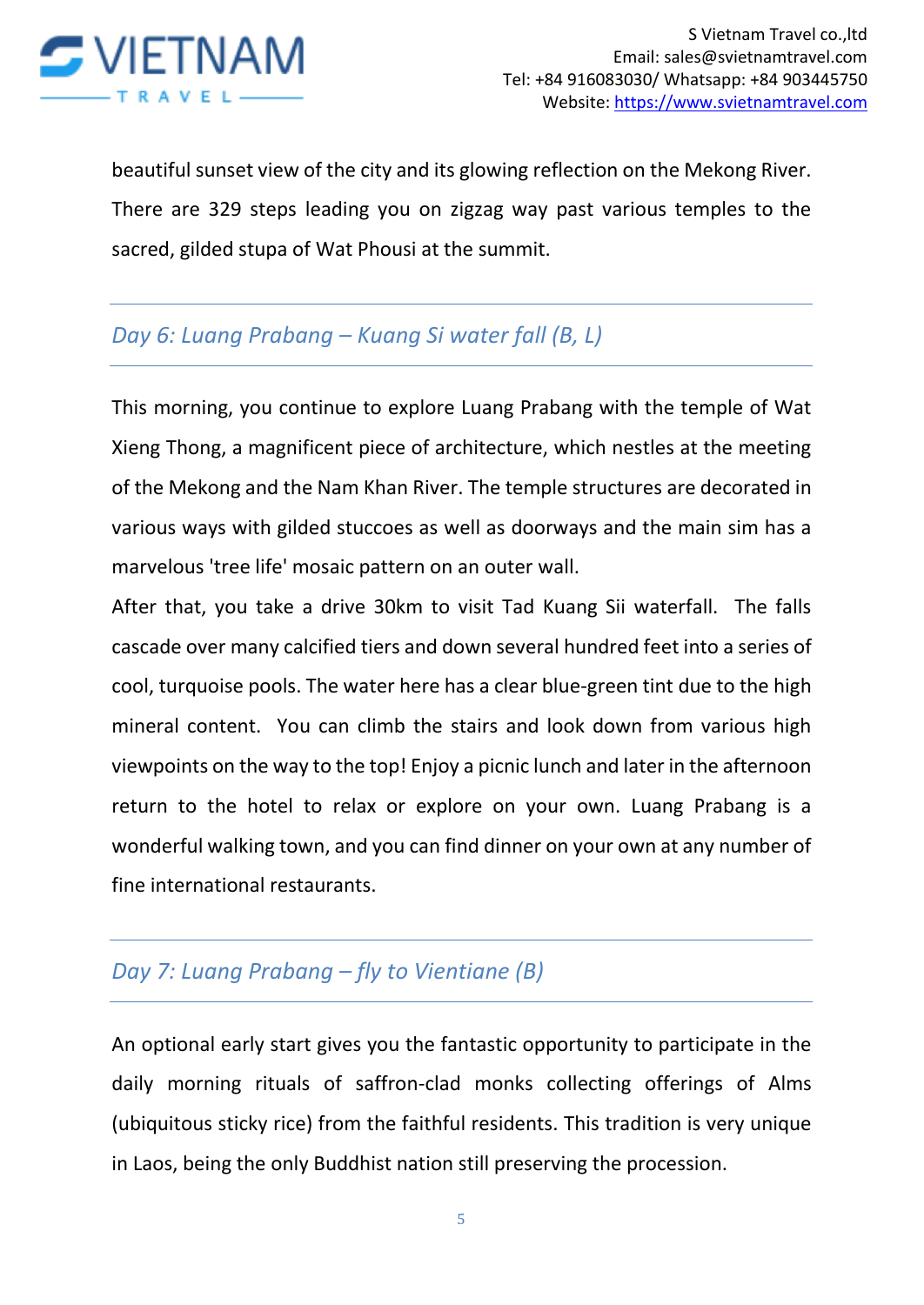beautiful sunset view of the city and its glowing reflection on the Mekong River. There are 329 steps leading you on zigzag way past various temples to the sacred, gilded stupa of Wat Phousi at the summit.

## *Day 6: Luang Prabang – Kuang Si water fall (B, L)*

This morning, you continue to explore Luang Prabang with the temple of Wat Xieng Thong, a magnificent piece of architecture, which nestles at the meeting of the Mekong and the Nam Khan River. The temple structures are decorated in various ways with gilded stuccoes as well as doorways and the main sim has a marvelous 'tree life' mosaic pattern on an outer wall.

After that, you take a drive 30km to visit Tad Kuang Sii waterfall. The falls cascade over many calcified tiers and down several hundred feet into a series of cool, turquoise pools. The water here has a clear blue-green tint due to the high mineral content. You can climb the stairs and look down from various high viewpoints on the way to the top! Enjoy a picnic lunch and later in the afternoon return to the hotel to relax or explore on your own. Luang Prabang is a wonderful walking town, and you can find dinner on your own at any number of fine international restaurants.

## *Day 7: Luang Prabang – fly to Vientiane (B)*

An optional early start gives you the fantastic opportunity to participate in the daily morning rituals of saffron-clad monks collecting offerings of Alms (ubiquitous sticky rice) from the faithful residents. This tradition is very unique in Laos, being the only Buddhist nation still preserving the procession.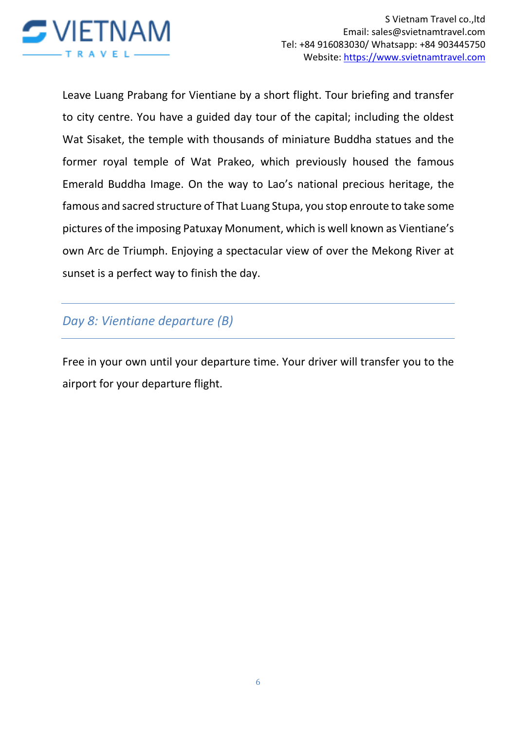Leave Luang Prabang for Vientiane by a short flight. Tour briefing and transfer to city centre. You have a guided day tour of the capital; including the oldest Wat Sisaket, the temple with thousands of miniature Buddha statues and the former royal temple of Wat Prakeo, which previously housed the famous Emerald Buddha Image. On the way to Lao's national precious heritage, the famous and sacred structure of That Luang Stupa, you stop enroute to take some pictures of the imposing Patuxay Monument, which is well known as Vientiane's own Arc de Triumph. Enjoying a spectacular view of over the Mekong River at sunset is a perfect way to finish the day.

---

## *Day 8: Vientiane departure (B)*

---

Free in your own until your departure time. Your driver will transfer you to the airport for your departure flight.